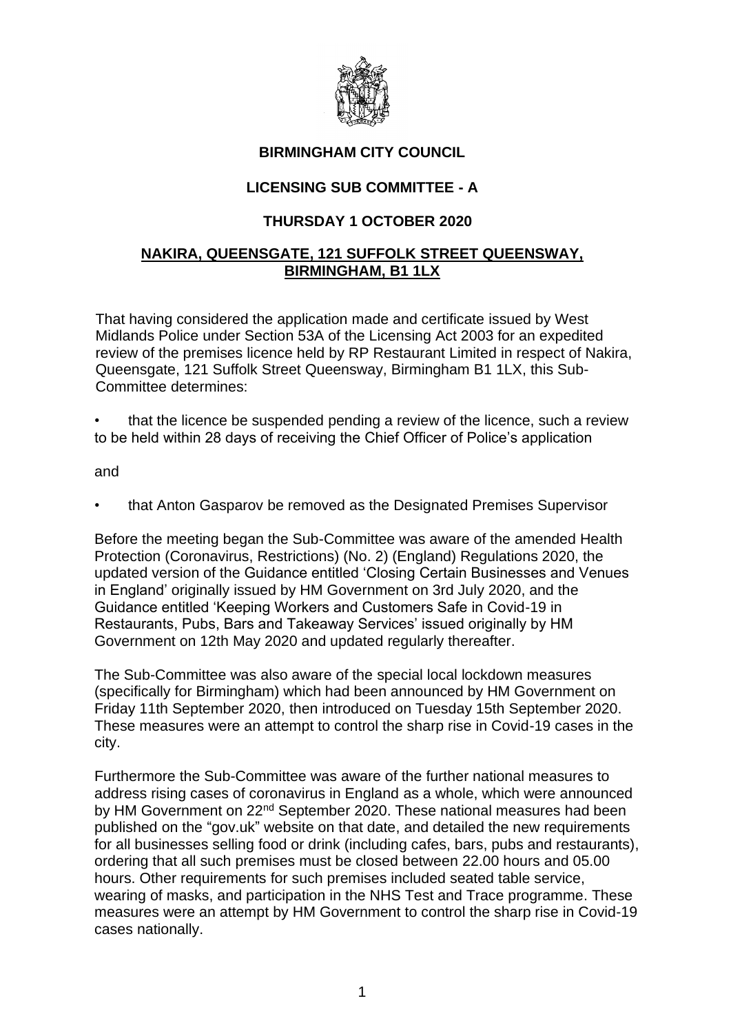# BIRMINGHAM CITY COUNCIL

## LICENSING SUB COMMITTEE - A

## THURSDAY 1 OCTOBER 2020

## NAKIRA, QUEENSGATE, 121 SUFFOLK STREET QUEENSWAY, BIRMINGHAM, B1 1LX

That having considered the application made and certificate issued by West Midlands Police under Section 53A of the Licensing Act 2003 for an expedited review of the premises licence held by RP Restaurant Limited in respect of Nakira, Queensgate, 121 Suffolk Street Queensway, Birmingham B1 1LX, this Sub-Committee determines:

- that the licence be suspended pending a review of the licence, such a review to be held within 28 days of receiving the Chief Officer of Police's application

and

- that Anton Gasparov be removed as the Designated Premises Supervisor

Before the meeting began the Sub-Committee was aware of the amended Health Protection (Coronavirus, Restrictions) (No. 2) (England) Regulations 2020, the updated version of the Guidance entitled 'Closing Certain Businesses and Venues in England' originally issued by HM Government on 3rd July 2020, and the Guidance entitled 'Keeping Workers and Customers Safe in Covid-19 in Restaurants, Pubs, Bars and Takeaway Services' issued originally by HM Government on 12th May 2020 and updated regularly thereafter.

The Sub-Committee was also aware of the special local lockdown measures (specifically for Birmingham) which had been announced by HM Government on Friday 11th September 2020, then introduced on Tuesday 15th September 2020. These measures were an attempt to control the sharp rise in Covid-19 cases in the city.

Furthermore the Sub-Committee was aware of the further national measures to address rising cases of coronavirus in England as a whole, which were announced by HM Government on 22nd September 2020. These national measures had been published on the "gov.uk" website on that date, and detailed the new requirements for all businesses selling food or drink (including cafes, bars, pubs and restaurants), ordering that all such premises must be closed between 22.00 hours and 05.00 hours. Other requirements for such premises included seated table service, wearing of masks, and participation in the NHS Test and Trace programme. These measures were an attempt by HM Government to control the sharp rise in Covid-19 cases nationally.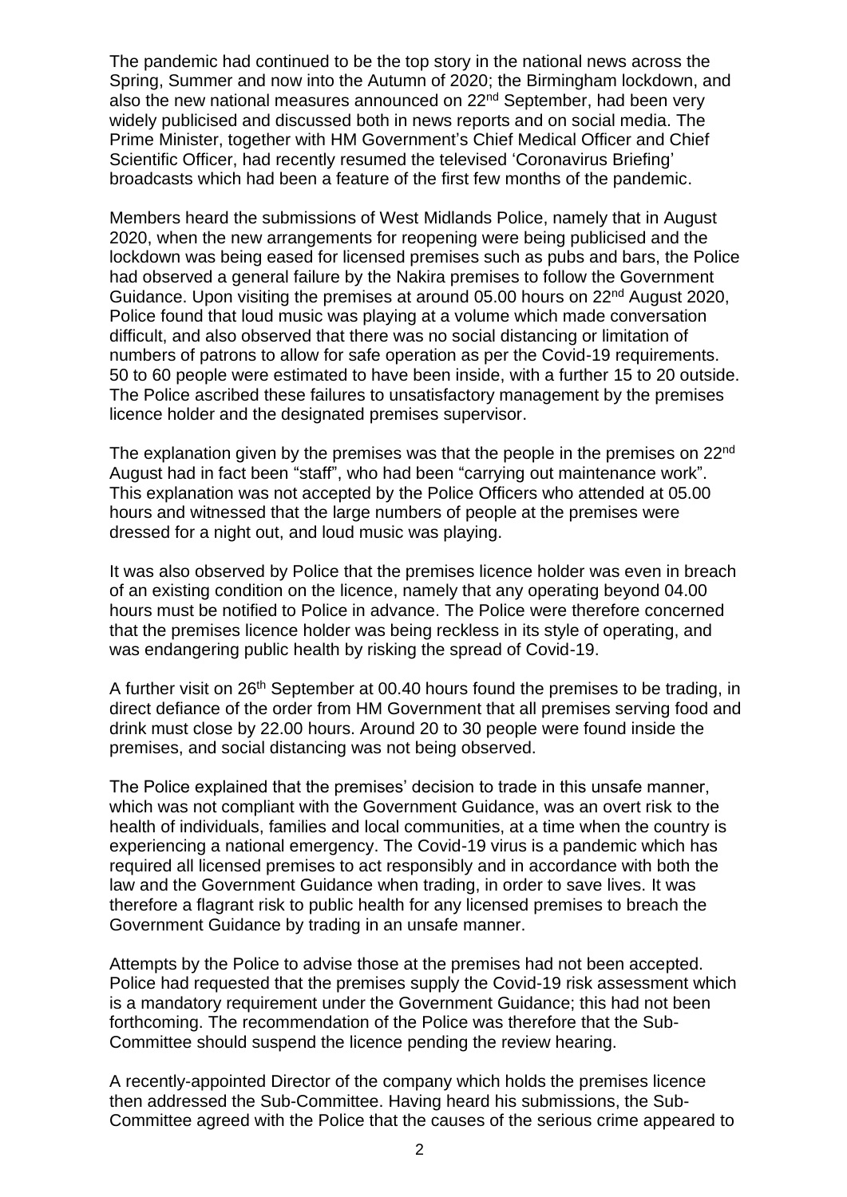The pandemic had continued to be the top story in the national news across the Spring, Summer and now into the Autumn of 2020; the Birmingham lockdown, and also the new national measures announced on 22nd September, had been very widely publicised and discussed both in news reports and on social media. The Prime Minister, together with HM Government's Chief Medical Officer and Chief Scientific Officer, had recently resumed the televised 'Coronavirus Briefing' broadcasts which had been a feature of the first few months of the pandemic.

Members heard the submissions of West Midlands Police, namely that in August 2020, when the new arrangements for reopening were being publicised and the lockdown was being eased for licensed premises such as pubs and bars, the Police had observed a general failure by the Nakira premises to follow the Government Guidance. Upon visiting the premises at around 05.00 hours on 22nd August 2020, Police found that loud music was playing at a volume which made conversation difficult, and also observed that there was no social distancing or limitation of numbers of patrons to allow for safe operation as per the Covid-19 requirements. 50 to 60 people were estimated to have been inside, with a further 15 to 20 outside. The Police ascribed these failures to unsatisfactory management by the premises licence holder and the designated premises supervisor.

The explanation given by the premises was that the people in the premises on 22nd August had in fact been "staff", who had been "carrying out maintenance work". This explanation was not accepted by the Police Officers who attended at 05.00 hours and witnessed that the large numbers of people at the premises were dressed for a night out, and loud music was playing.

It was also observed by Police that the premises licence holder was even in breach of an existing condition on the licence, namely that any operating beyond 04.00 hours must be notified to Police in advance. The Police were therefore concerned that the premises licence holder was being reckless in its style of operating, and was endangering public health by risking the spread of Covid-19.

A further visit on 26th September at 00.40 hours found the premises to be trading, in direct defiance of the order from HM Government that all premises serving food and drink must close by 22.00 hours. Around 20 to 30 people were found inside the premises, and social distancing was not being observed.

The Police explained that the premises' decision to trade in this unsafe manner, which was not compliant with the Government Guidance, was an overt risk to the health of individuals, families and local communities, at a time when the country is experiencing a national emergency. The Covid-19 virus is a pandemic which has required all licensed premises to act responsibly and in accordance with both the law and the Government Guidance when trading, in order to save lives. It was therefore a flagrant risk to public health for any licensed premises to breach the Government Guidance by trading in an unsafe manner.

Attempts by the Police to advise those at the premises had not been accepted. Police had requested that the premises supply the Covid-19 risk assessment which is a mandatory requirement under the Government Guidance; this had not been forthcoming. The recommendation of the Police was therefore that the Sub-Committee should suspend the licence pending the review hearing.

A recently-appointed Director of the company which holds the premises licence then addressed the Sub-Committee. Having heard his submissions, the Sub-Committee agreed with the Police that the causes of the serious crime appeared to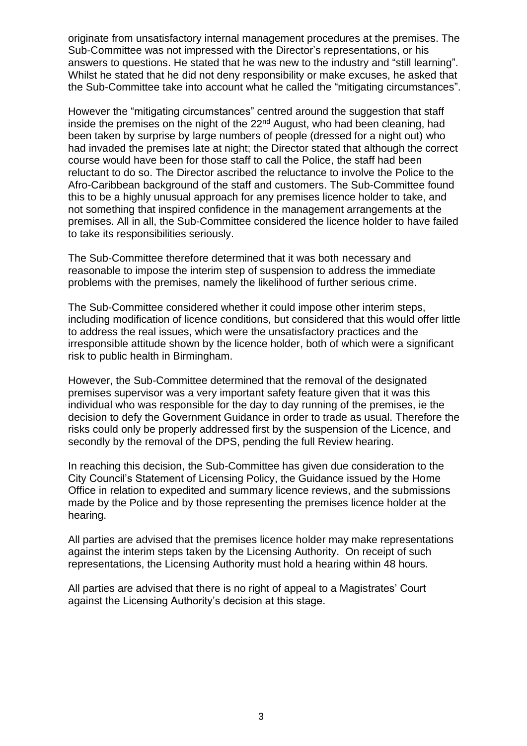originate from unsatisfactory internal management procedures at the premises. The Sub-Committee was not impressed with the Director's representations, or his answers to questions. He stated that he was new to the industry and "still learning". Whilst he stated that he did not deny responsibility or make excuses, he asked that the Sub-Committee take into account what he called the "mitigating circumstances".

However the "mitigating circumstances" centred around the suggestion that staff inside the premises on the night of the 22nd August, who had been cleaning, had been taken by surprise by large numbers of people (dressed for a night out) who had invaded the premises late at night; the Director stated that although the correct course would have been for those staff to call the Police, the staff had been reluctant to do so. The Director ascribed the reluctance to involve the Police to the Afro-Caribbean background of the staff and customers. The Sub-Committee found this to be a highly unusual approach for any premises licence holder to take, and not something that inspired confidence in the management arrangements at the premises. All in all, the Sub-Committee considered the licence holder to have failed to take its responsibilities seriously.

The Sub-Committee therefore determined that it was both necessary and reasonable to impose the interim step of suspension to address the immediate problems with the premises, namely the likelihood of further serious crime.

The Sub-Committee considered whether it could impose other interim steps, including modification of licence conditions, but considered that this would offer little to address the real issues, which were the unsatisfactory practices and the irresponsible attitude shown by the licence holder, both of which were a significant risk to public health in Birmingham.

However, the Sub-Committee determined that the removal of the designated premises supervisor was a very important safety feature given that it was this individual who was responsible for the day to day running of the premises, ie the decision to defy the Government Guidance in order to trade as usual. Therefore the risks could only be properly addressed first by the suspension of the Licence, and secondly by the removal of the DPS, pending the full Review hearing.

In reaching this decision, the Sub-Committee has given due consideration to the City Council's Statement of Licensing Policy, the Guidance issued by the Home Office in relation to expedited and summary licence reviews, and the submissions made by the Police and by those representing the premises licence holder at the hearing.

All parties are advised that the premises licence holder may make representations against the interim steps taken by the Licensing Authority. On receipt of such representations, the Licensing Authority must hold a hearing within 48 hours.

All parties are advised that there is no right of appeal to a Magistrates' Court against the Licensing Authority's decision at this stage.